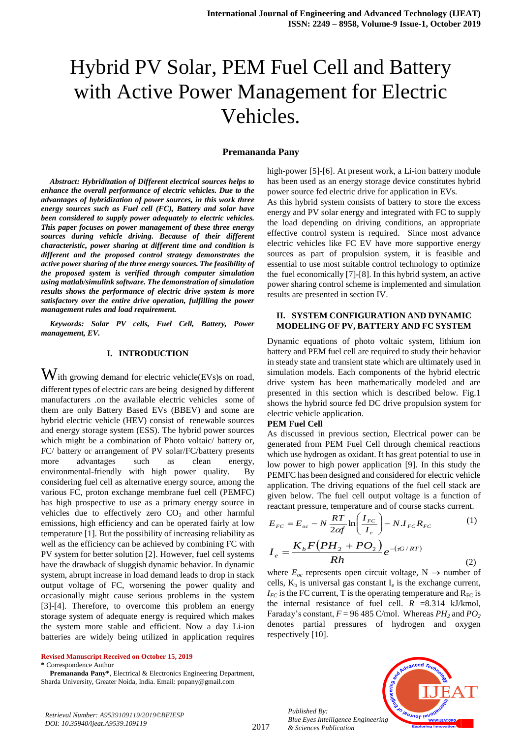# Hybrid PV Solar, PEM Fuel Cell and Battery with Active Power Management for Electric Vehicles.

**Premananda Pany**

***Abstract: Hybridization of Different electrical sources helps to enhance the overall performance of electric vehicles. Due to the advantages of hybridization of power sources, in this work three energy sources such as Fuel cell (FC), Battery and solar have been considered to supply power adequately to electric vehicles. This paper focuses on power management of these three energy sources during vehicle driving. Because of their different characteristic, power sharing at different time and condition is different and the proposed control strategy demonstrates the active power sharing of the three energy sources. The feasibility of the proposed system is verified through computer simulation using matlab/simulink software. The demonstration of simulation results shows the performance of electric drive system is more satisfactory over the entire drive operation, fulfilling the power management rules and load requirement.***

***Keywords: Solar PV cells, Fuel Cell, Battery, Power management, EV.***

## I. INTRODUCTION

With growing demand for electric vehicle(EVs)s on road, different types of electric cars are being designed by different manufacturers .on the available electric vehicles some of them are only Battery Based EVs (BBEV) and some are hybrid electric vehicle (HEV) consist of renewable sources and energy storage system (ESS). The hybrid power sources which might be a combination of Photo voltaic/ battery or, FC/ battery or arrangement of PV solar/FC/battery presents more advantages such as clean energy, environmental-friendly with high power quality. By considering fuel cell as alternative energy source, among the various FC, proton exchange membrane fuel cell (PEMFC) has high prospective to use as a primary energy source in vehicles due to effectively zero $CO_2$ and other harmful emissions, high efficiency and can be operated fairly at low temperature [1]. But the possibility of increasing reliability as well as the efficiency can be achieved by combining FC with PV system for better solution [2]. However, fuel cell systems have the drawback of sluggish dynamic behavior. In dynamic system, abrupt increase in load demand leads to drop in stack output voltage of FC, worsening the power quality and occasionally might cause serious problems in the system [3]-[4]. Therefore, to overcome this problem an energy storage system of adequate energy is required which makes the system more stable and efficient. Now a day Li-ion batteries are widely being utilized in application requires high-power [5]-[6]. At present work, a Li-ion battery module has been used as an energy storage device constitutes hybrid power source fed electric drive for application in EVs.

As this hybrid system consists of battery to store the excess energy and PV solar energy and integrated with FC to supply the load depending on driving conditions, an appropriate effective control system is required. Since most advance electric vehicles like FC EV have more supportive energy sources as part of propulsion system, it is feasible and essential to use most suitable control technology to optimize the fuel economically [7]-[8]. In this hybrid system, an active power sharing control scheme is implemented and simulation results are presented in section IV.

## II. SYSTEM CONFIGURATION AND DYNAMIC MODELING OF PV, BATTERY AND FC SYSTEM

Dynamic equations of photo voltaic system, lithium ion battery and PEM fuel cell are required to study their behavior in steady state and transient state which are ultimately used in simulation models. Each components of the hybrid electric drive system has been mathematically modeled and are presented in this section which is described below. Fig.1 shows the hybrid source fed DC drive propulsion system for electric vehicle application.

**PEM Fuel Cell**

As discussed in previous section, Electrical power can be generated from PEM Fuel Cell through chemical reactions which use hydrogen as oxidant. It has great potential to use in low power to high power application [9]. In this study the PEMFC has been designed and considered for electric vehicle application. The driving equations of the fuel cell stack are given below. The fuel cell output voltage is a function of reactant pressure, temperature and of course stacks current.

$$E_{FC} = E_{oc} - N\frac{RT}{2\alpha f}\ln\left(\frac{I_{FC}}{I_e}\right) - N.I_{FC}R_{FC} \qquad (1)$$

$$I_e = \frac{K_b F\left(PH_2 + PO_2\right)}{Rh} e^{-(\tau G/RT)} \qquad (2)$$

where $E_{oc}$ represents open circuit voltage, N $\rightarrow$ number of cells, $K_b$ is universal gas constant $I_e$ is the exchange current, $I_{FC}$ is the FC current, T is the operating temperature and $R_{FC}$ is the internal resistance of fuel cell. $R$ =8.314 kJ/kmol, Faraday's constant, $F$ = 96 485 C/mol. Whereas $PH_2$ and $PO_2$ denotes partial pressures of hydrogen and oxygen respectively [10].

**Revised Manuscript Received on October 15, 2019**

\* Correspondence Author

**Premananda Pany\***, Electrical & Electronics Engineering Department, Sharda University, Greater Noida, India. Email: pnpany@gmail.com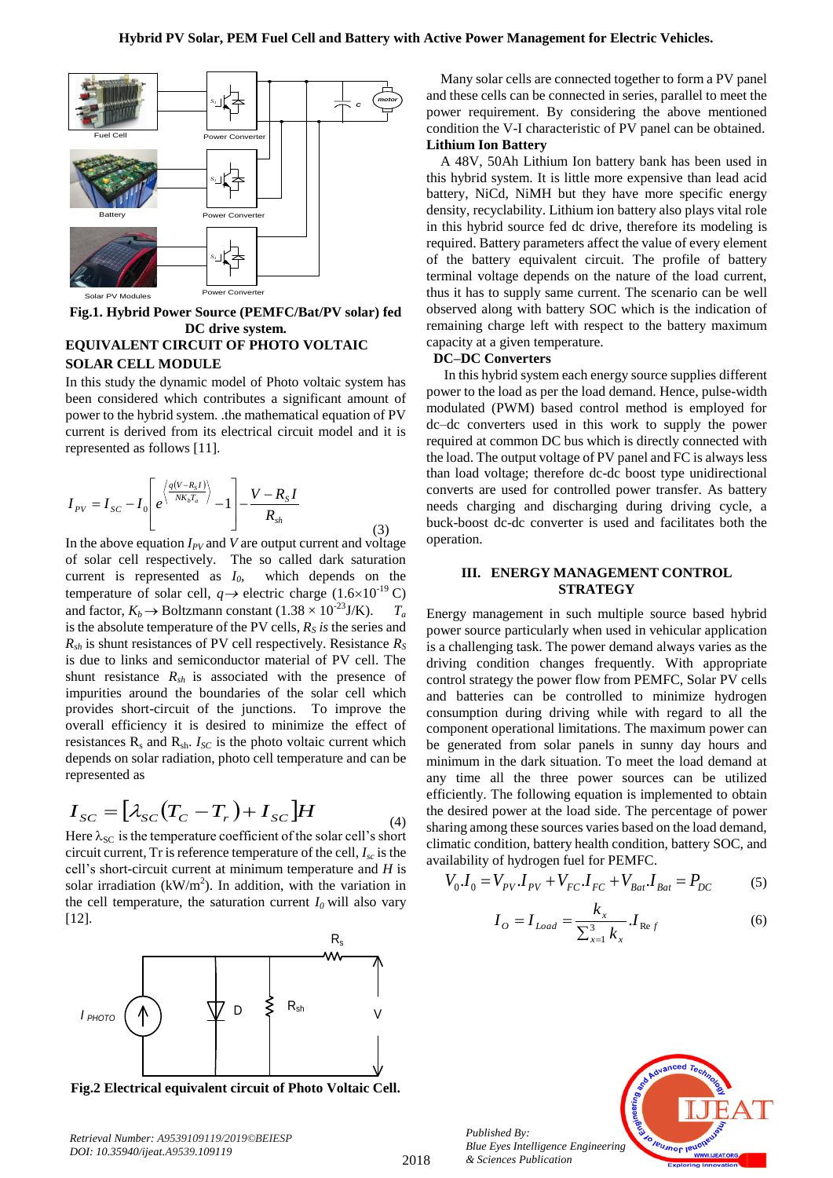Fig.1. Hybrid Power Source (PEMFC/Bat/PV solar) fed DC drive system.

## EQUIVALENT CIRCUIT OF PHOTO VOLTAIC SOLAR CELL MODULE

In this study the dynamic model of Photo voltaic system has been considered which contributes a significant amount of power to the hybrid system. .the mathematical equation of PV current is derived from its electrical circuit model and it is represented as follows [11].

$$I_{PV} = I_{SC} - I_0\left[e^{\left\langle \frac{q(V-R_S I)}{NK_b T_a} \right\rangle} - 1\right] - \frac{V - R_S I}{R_{sh}} \tag{3}$$

In the above equation $I_{PV}$ and $V$ are output current and voltage of solar cell respectively. The so called dark saturation current is represented as $I_0$, which depends on the temperature of solar cell, $q \rightarrow$ electric charge ($1.6\times10^{-19}$ C) and factor, $K_b \rightarrow$ Boltzmann constant ($1.38 \times 10^{-23}$J/K). $T_a$ is the absolute temperature of the PV cells, $R_S$ *is* the series and $R_{sh}$ is shunt resistances of PV cell respectively. Resistance $R_S$ is due to links and semiconductor material of PV cell. The shunt resistance $R_{sh}$ is associated with the presence of impurities around the boundaries of the solar cell which provides short-circuit of the junctions. To improve the overall efficiency it is desired to minimize the effect of resistances $R_s$ and $R_{sh}$. $I_{SC}$ is the photo voltaic current which depends on solar radiation, photo cell temperature and can be represented as

$$I_{SC} = [\lambda_{SC}(T_C - T_r) + I_{SC}]H \tag{4}$$

Here $\lambda_{SC}$ is the temperature coefficient of the solar cell's short circuit current, Tr is reference temperature of the cell, $I_{sc}$ is the cell's short-circuit current at minimum temperature and $H$ is solar irradiation (kW/m$^2$). In addition, with the variation in the cell temperature, the saturation current $I_0$ will also vary [12].

Fig.2 Electrical equivalent circuit of Photo Voltaic Cell.

Many solar cells are connected together to form a PV panel and these cells can be connected in series, parallel to meet the power requirement. By considering the above mentioned condition the V-I characteristic of PV panel can be obtained.

**Lithium Ion Battery**

A 48V, 50Ah Lithium Ion battery bank has been used in this hybrid system. It is little more expensive than lead acid battery, NiCd, NiMH but they have more specific energy density, recyclability. Lithium ion battery also plays vital role in this hybrid source fed dc drive, therefore its modeling is required. Battery parameters affect the value of every element of the battery equivalent circuit. The profile of battery terminal voltage depends on the nature of the load current, thus it has to supply same current. The scenario can be well observed along with battery SOC which is the indication of remaining charge left with respect to the battery maximum capacity at a given temperature.

**DC–DC Converters**

In this hybrid system each energy source supplies different power to the load as per the load demand. Hence, pulse-width modulated (PWM) based control method is employed for dc–dc converters used in this work to supply the power required at common DC bus which is directly connected with the load. The output voltage of PV panel and FC is always less than load voltage; therefore dc-dc boost type unidirectional converts are used for controlled power transfer. As battery needs charging and discharging during driving cycle, a buck-boost dc-dc converter is used and facilitates both the operation.

## III. ENERGY MANAGEMENT CONTROL STRATEGY

Energy management in such multiple source based hybrid power source particularly when used in vehicular application is a challenging task. The power demand always varies as the driving condition changes frequently. With appropriate control strategy the power flow from PEMFC, Solar PV cells and batteries can be controlled to minimize hydrogen consumption during driving while with regard to all the component operational limitations. The maximum power can be generated from solar panels in sunny day hours and minimum in the dark situation. To meet the load demand at any time all the three power sources can be utilized efficiently. The following equation is implemented to obtain the desired power at the load side. The percentage of power sharing among these sources varies based on the load demand, climatic condition, battery health condition, battery SOC, and availability of hydrogen fuel for PEMFC.

$$V_0.I_0 = V_{PV}.I_{PV} + V_{FC}.I_{FC} + V_{Bat}.I_{Bat} = P_{DC} \tag{5}$$

$$I_O = I_{Load} = \frac{k_x}{\sum_{x=1}^{3} k_x}.I_{\mathrm{Re}\,f} \tag{6}$$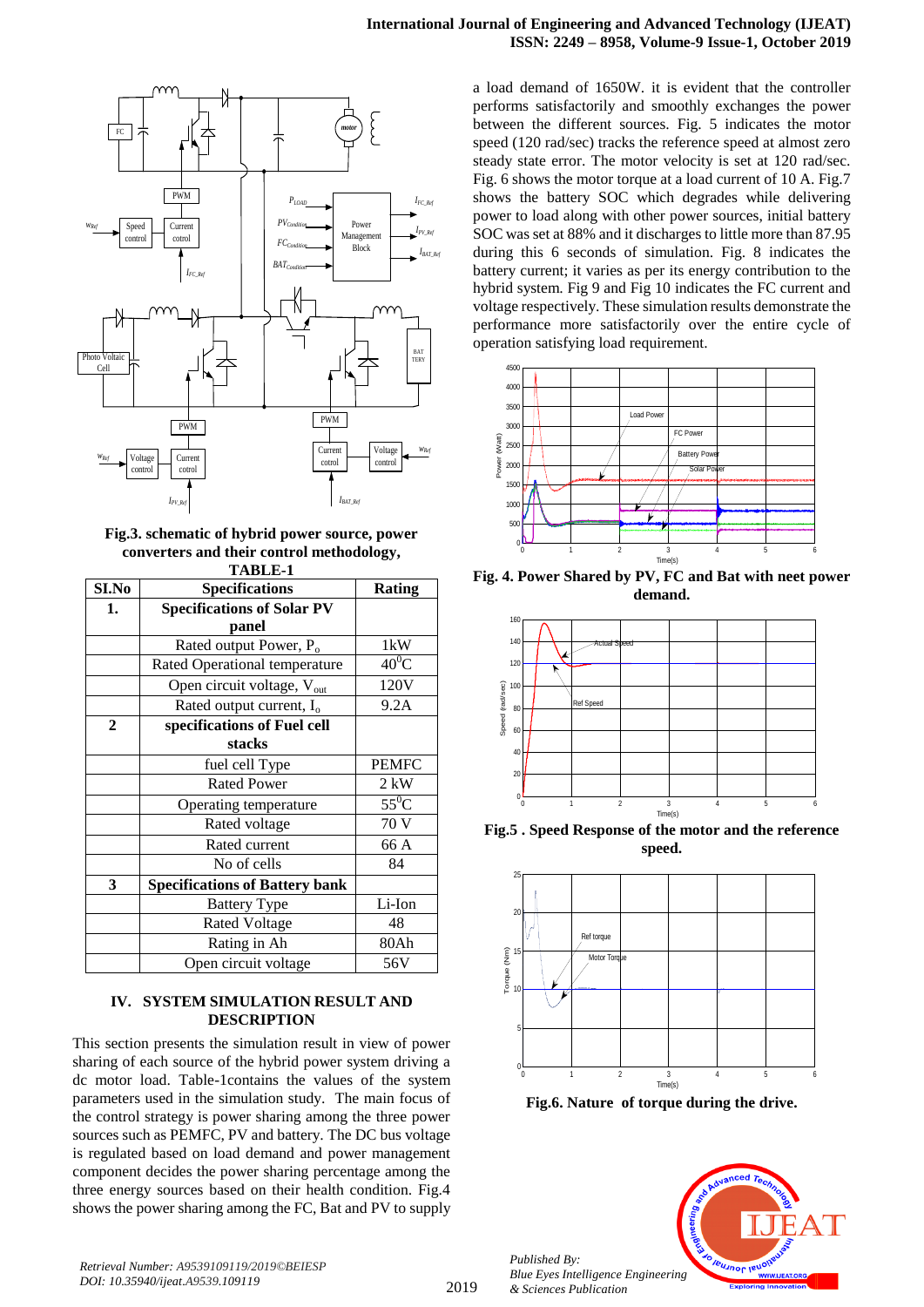Fig.3. schematic of hybrid power source, power converters and their control methodology,

TABLE-1

| SI.No | Specifications | Rating |
|---|---|---|
| **1.** | **Specifications of Solar PV panel** | |
| | Rated output Power, $P_o$ | 1kW |
| | Rated Operational temperature | $40^0$C |
| | Open circuit voltage, $V_{out}$ | 120V |
| | Rated output current, $I_o$ | 9.2A |
| **2** | **specifications of Fuel cell stacks** | |
| | fuel cell Type | PEMFC |
| | Rated Power | 2 kW |
| | Operating temperature | $55^0$C |
| | Rated voltage | 70 V |
| | Rated current | 66 A |
| | No of cells | 84 |
| **3** | **Specifications of Battery bank** | |
| | Battery Type | Li-Ion |
| | Rated Voltage | 48 |
| | Rating in Ah | 80Ah |
| | Open circuit voltage | 56V |

## IV. SYSTEM SIMULATION RESULT AND DESCRIPTION

This section presents the simulation result in view of power sharing of each source of the hybrid power system driving a dc motor load. Table-1contains the values of the system parameters used in the simulation study. The main focus of the control strategy is power sharing among the three power sources such as PEMFC, PV and battery. The DC bus voltage is regulated based on load demand and power management component decides the power sharing percentage among the three energy sources based on their health condition. Fig.4 shows the power sharing among the FC, Bat and PV to supply a load demand of 1650W. it is evident that the controller performs satisfactorily and smoothly exchanges the power between the different sources. Fig. 5 indicates the motor speed (120 rad/sec) tracks the reference speed at almost zero steady state error. The motor velocity is set at 120 rad/sec. Fig. 6 shows the motor torque at a load current of 10 A. Fig.7 shows the battery SOC which degrades while delivering power to load along with other power sources, initial battery SOC was set at 88% and it discharges to little more than 87.95 during this 6 seconds of simulation. Fig. 8 indicates the battery current; it varies as per its energy contribution to the hybrid system. Fig 9 and Fig 10 indicates the FC current and voltage respectively. These simulation results demonstrate the performance more satisfactorily over the entire cycle of operation satisfying load requirement.

**Fig. 4. Power Shared by PV, FC and Bat with neet power demand.**

**Fig.5 . Speed Response of the motor and the reference speed.**

**Fig.6. Nature of torque during the drive.**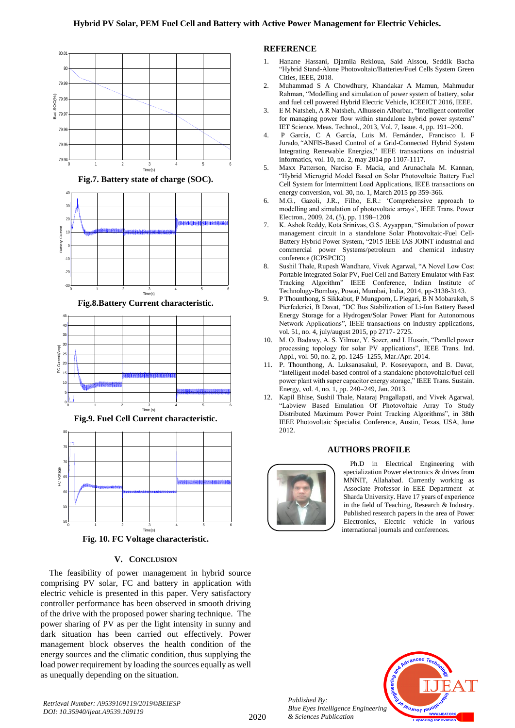80.01
80
79.99
79.98
79.97
79.96
79.95
79.94
Bat SOC(%)
0 1 2 3 4 5 6
Time(s)

**Fig.7. Battery state of charge (SOC).**

40
30
20
10
0
-10
-20
-30
Battery Current
0 1 2 3 4 5 6
Time(s)

**Fig.8.Battery Current characteristic.**

45
40
35
30
25
20
15
10
5
0
FC Current(Amp)
0 1 2 3 4 5 6
Time (s)

**Fig.9. Fuel Cell Current characteristic.**

80
75
70
65
60
55
50
FC Voltage
0 1 2 3 4 5 6
Time(s)

**Fig. 10. FC Voltage characteristic.**

## V. CONCLUSION

The feasibility of power management in hybrid source comprising PV solar, FC and battery in application with electric vehicle is presented in this paper. Very satisfactory controller performance has been observed in smooth driving of the drive with the proposed power sharing technique. The power sharing of PV as per the light intensity in sunny and dark situation has been carried out effectively. Power management block observes the health condition of the energy sources and the climatic condition, thus supplying the load power requirement by loading the sources equally as well as unequally depending on the situation.

## REFERENCE

1. Hanane Hassani, Djamila Rekioua, Said Aissou, Seddik Bacha "Hybrid Stand-Alone Photovoltaic/Batteries/Fuel Cells System Green Cities, IEEE, 2018.
2. Muhammad S A Chowdhury, Khandakar A Mamun, Mahmudur Rahman, "Modelling and simulation of power system of battery, solar and fuel cell powered Hybrid Electric Vehicle, ICEEICT 2016, IEEE.
3. E M Natsheh, A R Natsheh, Alhussein Albarbar, "Intelligent controller for managing power flow within standalone hybrid power systems" IET Science. Meas. Technol., 2013, Vol. 7, Issue. 4, pp. 191–200.
4. P García, C A García, Luis M. Fernández, Francisco L F Jurado, "ANFIS-Based Control of a Grid-Connected Hybrid System Integrating Renewable Energies," IEEE transactions on industrial informatics, vol. 10, no. 2, may 2014 pp 1107-1117.
5. Maxx Patterson, Narciso F. Macia, and Arunachala M. Kannan, "Hybrid Microgrid Model Based on Solar Photovoltaic Battery Fuel Cell System for Intermittent Load Applications, IEEE transactions on energy conversion, vol. 30, no. 1, March 2015 pp 359-366.
6. M.G., Gazoli, J.R., Filho, E.R.: 'Comprehensive approach to modelling and simulation of photovoltaic arrays', IEEE Trans. Power Electron., 2009, 24, (5), pp. 1198–1208
7. K. Ashok Reddy, Kota Srinivas, G.S. Ayyappan, "Simulation of power management circuit in a standalone Solar Photovoltaic-Fuel Cell-Battery Hybrid Power System, "2015 IEEE IAS JOINT industrial and commercial power Systems/petroleum and chemical industry conference (ICPSPCIC)
8. Sushil Thale, Rupesh Wandhare, Vivek Agarwal, "A Novel Low Cost Portable Integrated Solar PV, Fuel Cell and Battery Emulator with Fast Tracking Algorithm" IEEE Conference, Indian Institute of Technology-Bombay, Powai, Mumbai, India, 2014, pp-3138-3143.
9. P Thounthong, S Sikkabut, P Mungporn, L Piegari, B N Mobarakeh, S Pierfederici, B Davat, "DC Bus Stabilization of Li-Ion Battery Based Energy Storage for a Hydrogen/Solar Power Plant for Autonomous Network Applications", IEEE transactions on industry applications, vol. 51, no. 4, july/august 2015, pp 2717- 2725.
10. M. O. Badawy, A. S. Yilmaz, Y. Sozer, and I. Husain, "Parallel power processing topology for solar PV applications", IEEE Trans. Ind. Appl., vol. 50, no. 2, pp. 1245–1255, Mar./Apr. 2014.
11. P. Thounthong, A. Luksanasakul, P. Koseeyaporn, and B. Davat, "Intelligent model-based control of a standalone photovoltaic/fuel cell power plant with super capacitor energy storage," IEEE Trans. Sustain. Energy, vol. 4, no. 1, pp. 240–249, Jan. 2013.
12. Kapil Bhise, Sushil Thale, Nataraj Pragallapati, and Vivek Agarwal, "Labview Based Emulation Of Photovoltaic Array To Study Distributed Maximum Power Point Tracking Algorithms", in 38th IEEE Photovoltaic Specialist Conference, Austin, Texas, USA, June 2012.

## AUTHORS PROFILE

Ph.D in Electrical Engineering with specialization Power electronics & drives from MNNIT, Allahabad. Currently working as Associate Professor in EEE Department at Sharda University. Have 17 years of experience in the field of Teaching, Research & Industry. Published research papers in the area of Power Electronics, Electric vehicle in various international journals and conferences.